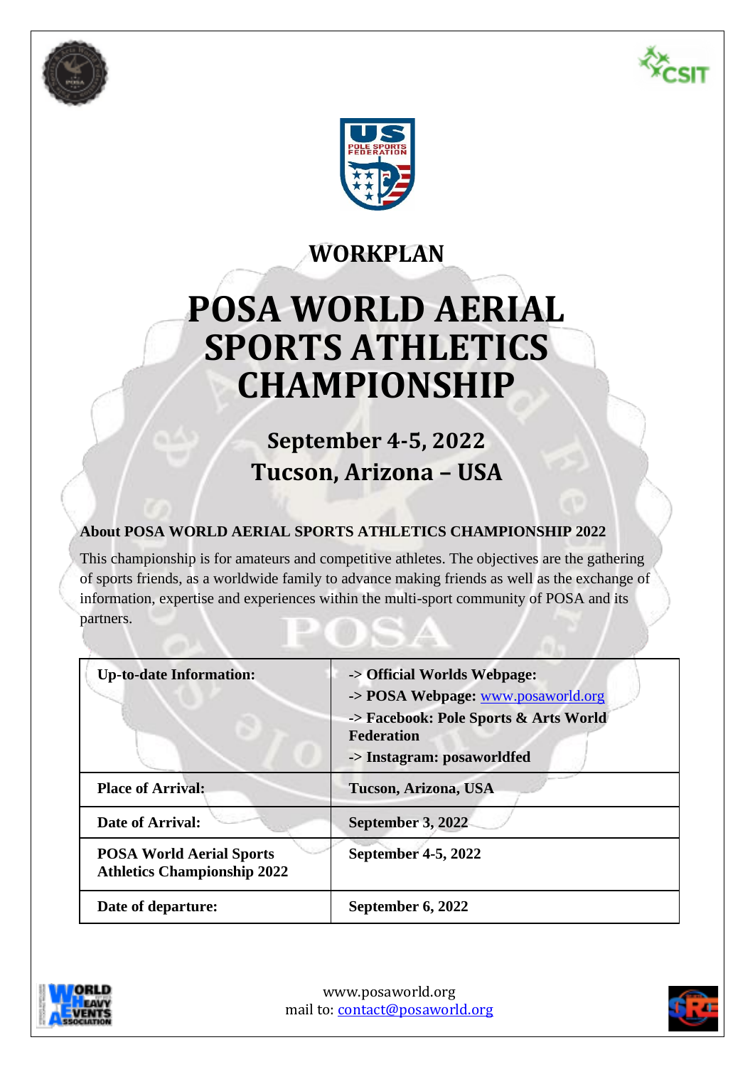## WORKPLAN

# POSA WORLD AERIAL SPORTS ATHLETICS CHAMPIONSHIP

## September 4-5, 2022
## Tucson, Arizona – USA

**About POSA WORLD AERIAL SPORTS ATHLETICS CHAMPIONSHIP 2022**

This championship is for amateurs and competitive athletes. The objectives are the gathering of sports friends, as a worldwide family to advance making friends as well as the exchange of information, expertise and experiences within the multi-sport community of POSA and its partners.

| | |
|---|---|
| **Up-to-date Information:** | **-> Official Worlds Webpage:**<br>**-> POSA Webpage:** www.posaworld.org<br>**-> Facebook: Pole Sports & Arts World Federation**<br>**-> Instagram: posaworldfed** |
| **Place of Arrival:** | **Tucson, Arizona, USA** |
| **Date of Arrival:** | **September 3, 2022** |
| **POSA World Aerial Sports Athletics Championship 2022** | **September 4-5, 2022** |
| **Date of departure:** | **September 6, 2022** |

www.posaworld.org
mail to: contact@posaworld.org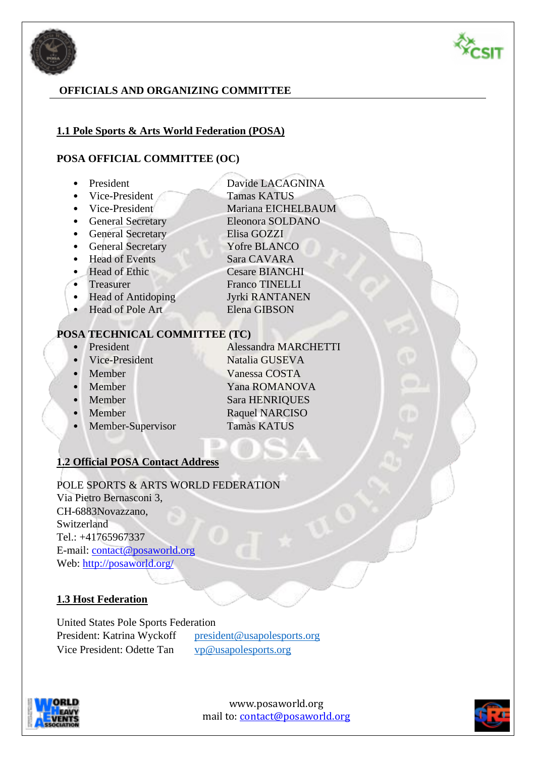## OFFICIALS AND ORGANIZING COMMITTEE

### 1.1 Pole Sports & Arts World Federation (POSA)

**POSA OFFICIAL COMMITTEE (OC)**

| | |
|---|---|
| President | Davide LACAGNINA |
| Vice-President | Tamas KATUS |
| Vice-President | Mariana EICHELBAUM |
| General Secretary | Eleonora SOLDANO |
| General Secretary | Elisa GOZZI |
| General Secretary | Yofre BLANCO |
| Head of Events | Sara CAVARA |
| Head of Ethic | Cesare BIANCHI |
| Treasurer | Franco TINELLI |
| Head of Antidoping | Jyrki RANTANEN |
| Head of Pole Art | Elena GIBSON |

**POSA TECHNICAL COMMITTEE (TC)**

| | |
|---|---|
| President | Alessandra MARCHETTI |
| Vice-President | Natalia GUSEVA |
| Member | Vanessa COSTA |
| Member | Yana ROMANOVA |
| Member | Sara HENRIQUES |
| Member | Raquel NARCISO |
| Member-Supervisor | Tamàs KATUS |

### 1.2 Official POSA Contact Address

POLE SPORTS & ARTS WORLD FEDERATION
Via Pietro Bernasconi 3,
CH-6883Novazzano,
Switzerland
Tel.: +41765967337
E-mail: contact@posaworld.org
Web: http://posaworld.org/

### 1.3 Host Federation

United States Pole Sports Federation
President: Katrina Wyckoff president@usapolesports.org
Vice President: Odette Tan vp@usapolesports.org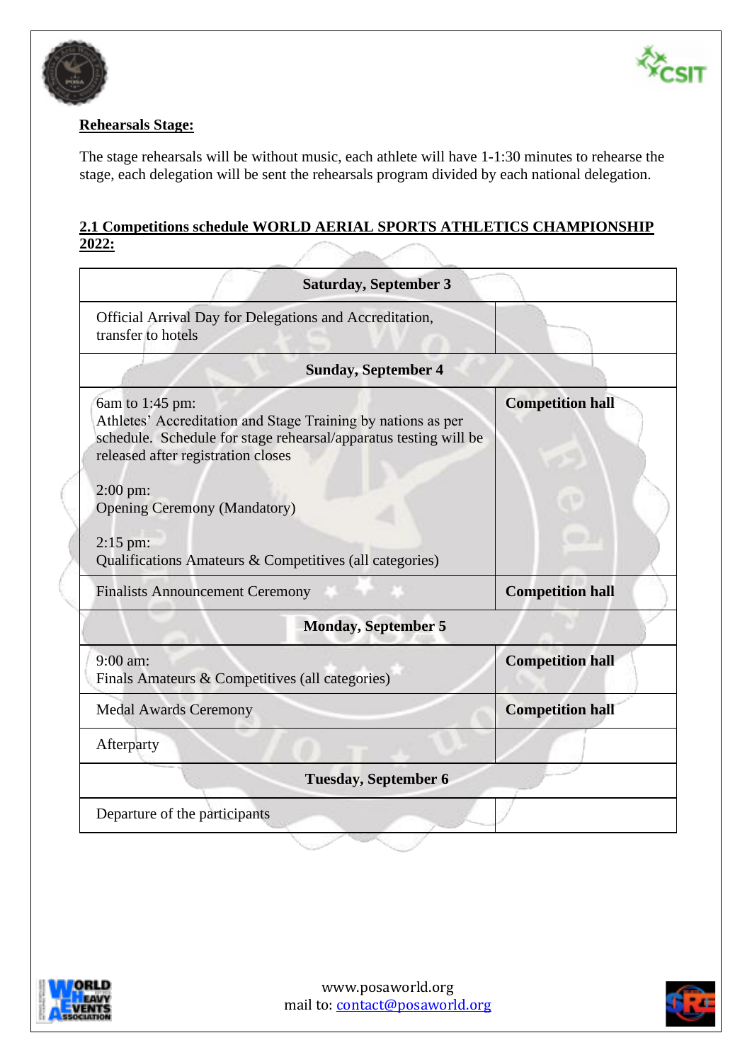**Rehearsals Stage:**

The stage rehearsals will be without music, each athlete will have 1-1:30 minutes to rehearse the stage, each delegation will be sent the rehearsals program divided by each national delegation.

**2.1 Competitions schedule WORLD AERIAL SPORTS ATHLETICS CHAMPIONSHIP 2022:**

| **Saturday, September 3** | |
|---|---|
| Official Arrival Day for Delegations and Accreditation, transfer to hotels | |
| **Sunday, September 4** | |
| 6am to 1:45 pm:<br>Athletes' Accreditation and Stage Training by nations as per schedule. Schedule for stage rehearsal/apparatus testing will be released after registration closes<br><br>2:00 pm:<br>Opening Ceremony (Mandatory)<br><br>2:15 pm:<br>Qualifications Amateurs & Competitives (all categories) | **Competition hall** |
| Finalists Announcement Ceremony | **Competition hall** |
| **Monday, September 5** | |
| 9:00 am:<br>Finals Amateurs & Competitives (all categories) | **Competition hall** |
| Medal Awards Ceremony | **Competition hall** |
| Afterparty | |
| **Tuesday, September 6** | |
| Departure of the participants | |

www.posaworld.org
mail to: contact@posaworld.org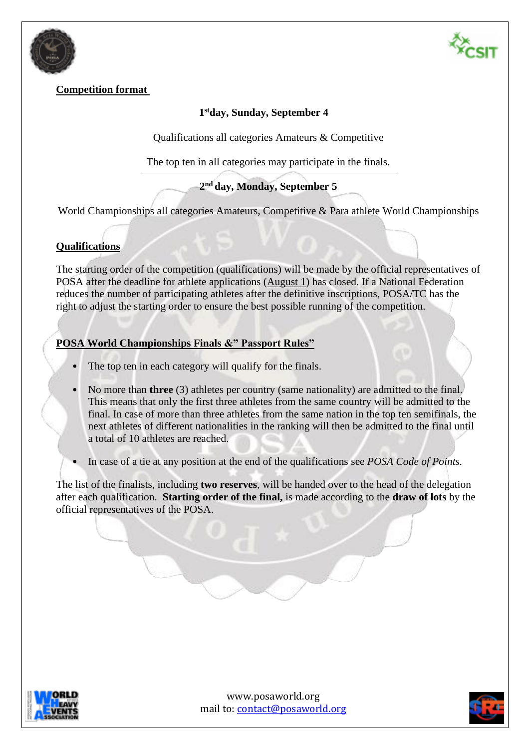**Competition format**

**1st day, Sunday, September 4**

Qualifications all categories Amateurs & Competitive

The top ten in all categories may participate in the finals.

---

**2nd day, Monday, September 5**

World Championships all categories Amateurs, Competitive & Para athlete World Championships

**Qualifications**

The starting order of the competition (qualifications) will be made by the official representatives of POSA after the deadline for athlete applications (August 1) has closed. If a National Federation reduces the number of participating athletes after the definitive inscriptions, POSA/TC has the right to adjust the starting order to ensure the best possible running of the competition.

**POSA World Championships Finals &" Passport Rules"**

- The top ten in each category will qualify for the finals.
- No more than **three** (3) athletes per country (same nationality) are admitted to the final. This means that only the first three athletes from the same country will be admitted to the final. In case of more than three athletes from the same nation in the top ten semifinals, the next athletes of different nationalities in the ranking will then be admitted to the final until a total of 10 athletes are reached.
- In case of a tie at any position at the end of the qualifications see *POSA Code of Points.*

The list of the finalists, including **two reserves**, will be handed over to the head of the delegation after each qualification. **Starting order of the final,** is made according to the **draw of lots** by the official representatives of the POSA.

www.posaworld.org
mail to: contact@posaworld.org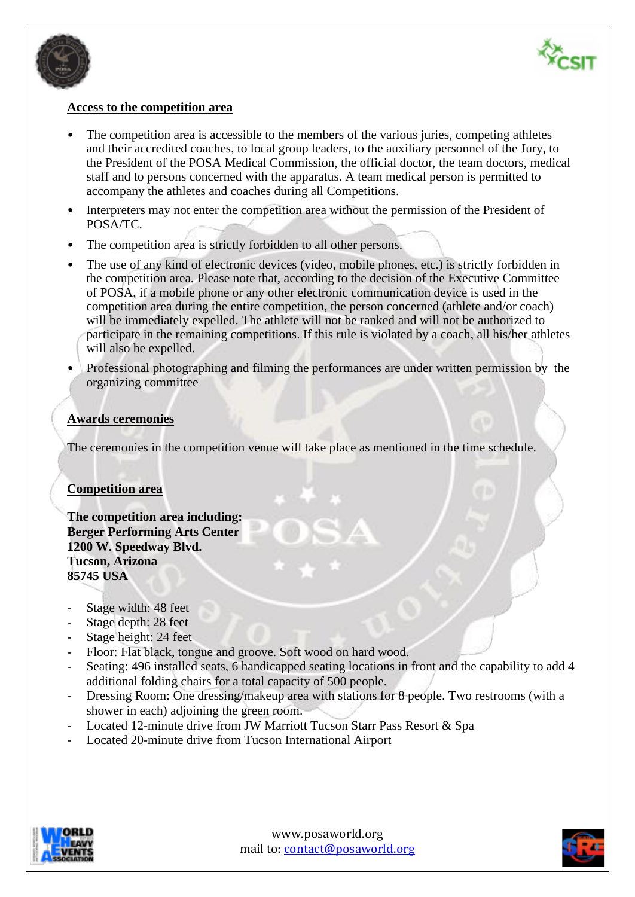## Access to the competition area

- The competition area is accessible to the members of the various juries, competing athletes and their accredited coaches, to local group leaders, to the auxiliary personnel of the Jury, to the President of the POSA Medical Commission, the official doctor, the team doctors, medical staff and to persons concerned with the apparatus. A team medical person is permitted to accompany the athletes and coaches during all Competitions.
- Interpreters may not enter the competition area without the permission of the President of POSA/TC.
- The competition area is strictly forbidden to all other persons.
- The use of any kind of electronic devices (video, mobile phones, etc.) is strictly forbidden in the competition area. Please note that, according to the decision of the Executive Committee of POSA, if a mobile phone or any other electronic communication device is used in the competition area during the entire competition, the person concerned (athlete and/or coach) will be immediately expelled. The athlete will not be ranked and will not be authorized to participate in the remaining competitions. If this rule is violated by a coach, all his/her athletes will also be expelled.
- Professional photographing and filming the performances are under written permission by the organizing committee

## Awards ceremonies

The ceremonies in the competition venue will take place as mentioned in the time schedule.

## Competition area

**The competition area including:**
**Berger Performing Arts Center**
**1200 W. Speedway Blvd.**
**Tucson, Arizona**
**85745 USA**

- Stage width: 48 feet
- Stage depth: 28 feet
- Stage height: 24 feet
- Floor: Flat black, tongue and groove. Soft wood on hard wood.
- Seating: 496 installed seats, 6 handicapped seating locations in front and the capability to add 4 additional folding chairs for a total capacity of 500 people.
- Dressing Room: One dressing/makeup area with stations for 8 people. Two restrooms (with a shower in each) adjoining the green room.
- Located 12-minute drive from JW Marriott Tucson Starr Pass Resort & Spa
- Located 20-minute drive from Tucson International Airport

www.posaworld.org
mail to: contact@posaworld.org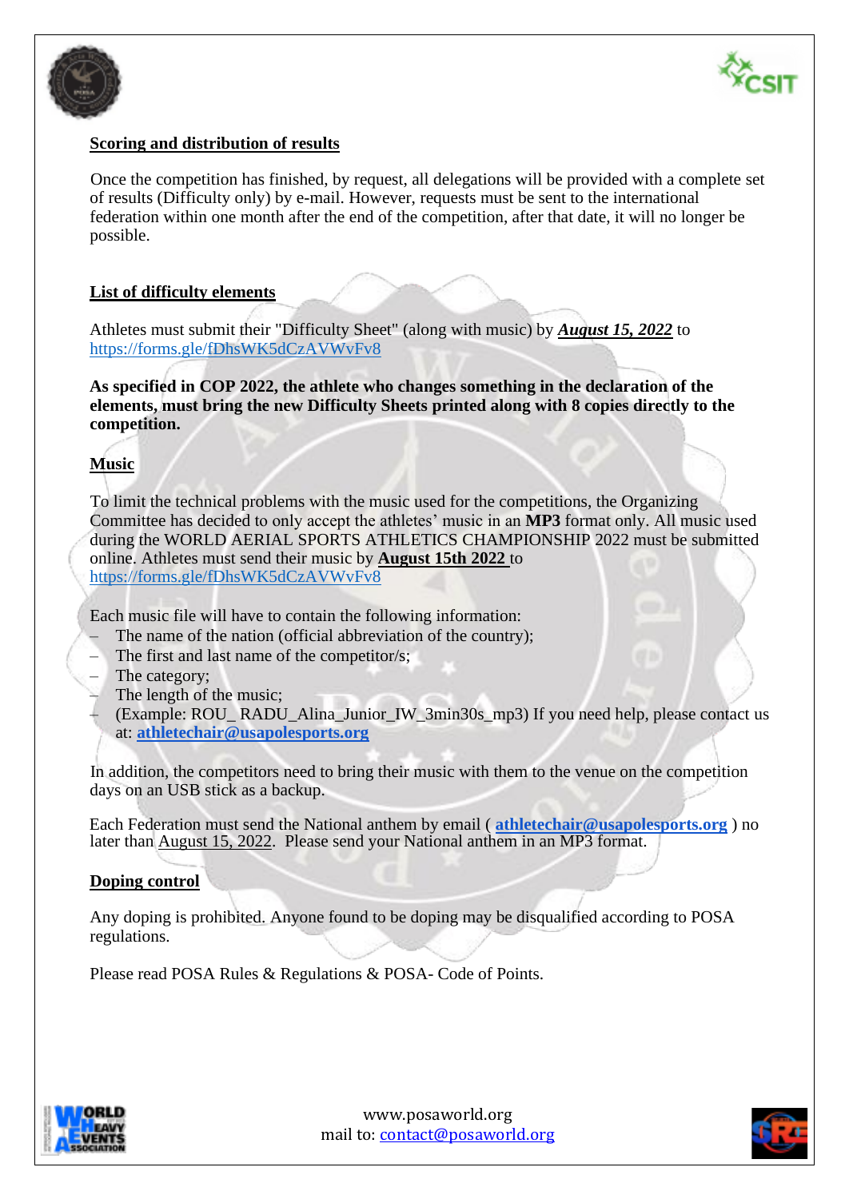**Scoring and distribution of results**

Once the competition has finished, by request, all delegations will be provided with a complete set of results (Difficulty only) by e-mail. However, requests must be sent to the international federation within one month after the end of the competition, after that date, it will no longer be possible.

**List of difficulty elements**

Athletes must submit their "Difficulty Sheet" (along with music) by ***August 15, 2022*** to https://forms.gle/fDhsWK5dCzAVWvFv8

**As specified in COP 2022, the athlete who changes something in the declaration of the elements, must bring the new Difficulty Sheets printed along with 8 copies directly to the competition.**

**Music**

To limit the technical problems with the music used for the competitions, the Organizing Committee has decided to only accept the athletes' music in an **MP3** format only. All music used during the WORLD AERIAL SPORTS ATHLETICS CHAMPIONSHIP 2022 must be submitted online. Athletes must send their music by **August 15th 2022** to https://forms.gle/fDhsWK5dCzAVWvFv8

Each music file will have to contain the following information:

- The name of the nation (official abbreviation of the country);
- The first and last name of the competitor/s;
- The category;
- The length of the music;
- (Example: ROU_ RADU_Alina_Junior_IW_3min30s_mp3) If you need help, please contact us at: **athletechair@usapolesports.org**

In addition, the competitors need to bring their music with them to the venue on the competition days on an USB stick as a backup.

Each Federation must send the National anthem by email ( **athletechair@usapolesports.org** ) no later than August 15, 2022. Please send your National anthem in an MP3 format.

**Doping control**

Any doping is prohibited. Anyone found to be doping may be disqualified according to POSA regulations.

Please read POSA Rules & Regulations & POSA- Code of Points.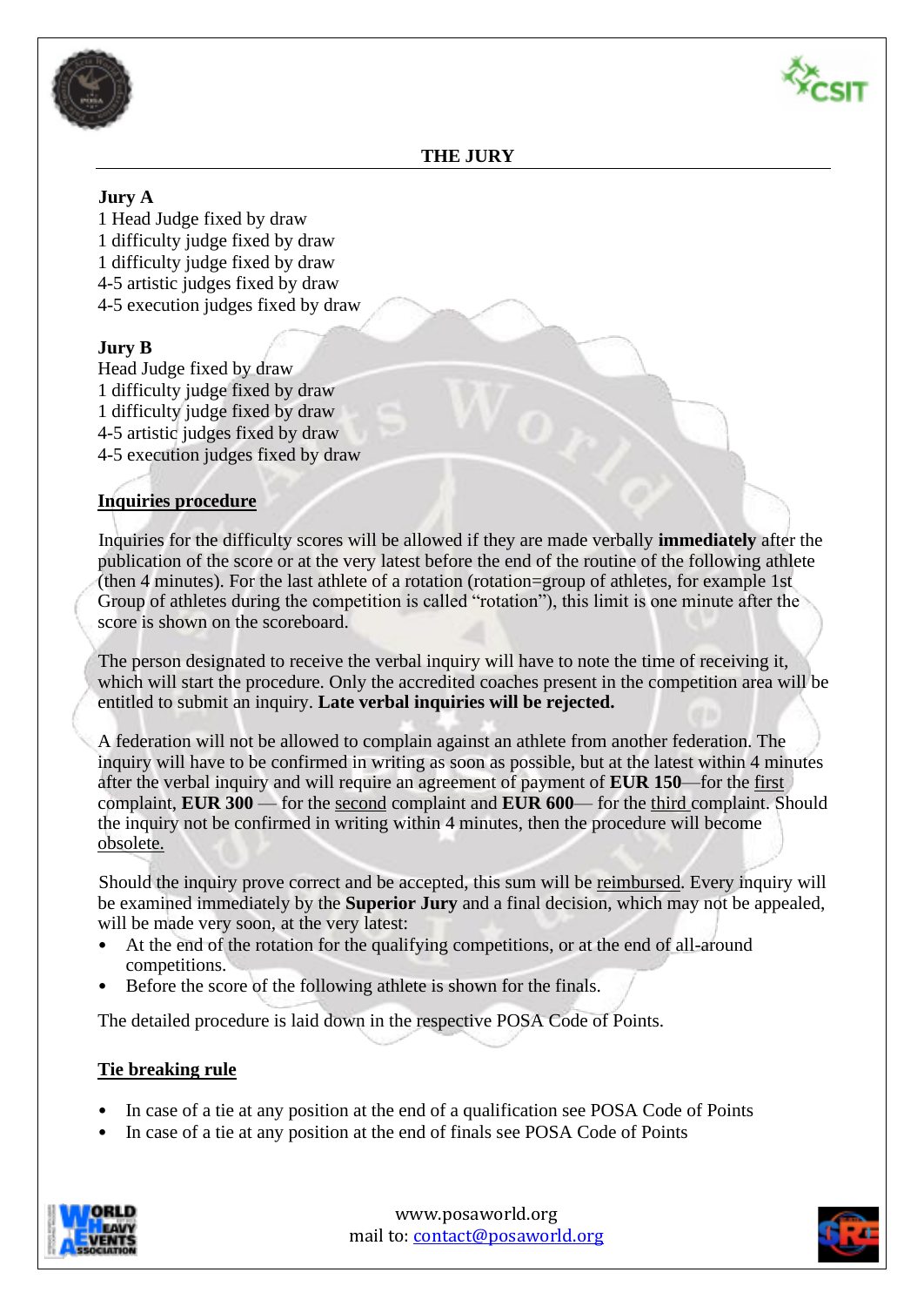## THE JURY

**Jury A**
1 Head Judge fixed by draw
1 difficulty judge fixed by draw
1 difficulty judge fixed by draw
4-5 artistic judges fixed by draw
4-5 execution judges fixed by draw

**Jury B**
Head Judge fixed by draw
1 difficulty judge fixed by draw
1 difficulty judge fixed by draw
4-5 artistic judges fixed by draw
4-5 execution judges fixed by draw

### Inquiries procedure

Inquiries for the difficulty scores will be allowed if they are made verbally **immediately** after the publication of the score or at the very latest before the end of the routine of the following athlete (then 4 minutes). For the last athlete of a rotation (rotation=group of athletes, for example 1st Group of athletes during the competition is called "rotation"), this limit is one minute after the score is shown on the scoreboard.

The person designated to receive the verbal inquiry will have to note the time of receiving it, which will start the procedure. Only the accredited coaches present in the competition area will be entitled to submit an inquiry. **Late verbal inquiries will be rejected.**

A federation will not be allowed to complain against an athlete from another federation. The inquiry will have to be confirmed in writing as soon as possible, but at the latest within 4 minutes after the verbal inquiry and will require an agreement of payment of **EUR 150**—for the first complaint, **EUR 300** — for the second complaint and **EUR 600**— for the third complaint. Should the inquiry not be confirmed in writing within 4 minutes, then the procedure will become obsolete.

Should the inquiry prove correct and be accepted, this sum will be reimbursed. Every inquiry will be examined immediately by the **Superior Jury** and a final decision, which may not be appealed, will be made very soon, at the very latest:

- At the end of the rotation for the qualifying competitions, or at the end of all-around competitions.
- Before the score of the following athlete is shown for the finals.

The detailed procedure is laid down in the respective POSA Code of Points.

### Tie breaking rule

- In case of a tie at any position at the end of a qualification see POSA Code of Points
- In case of a tie at any position at the end of finals see POSA Code of Points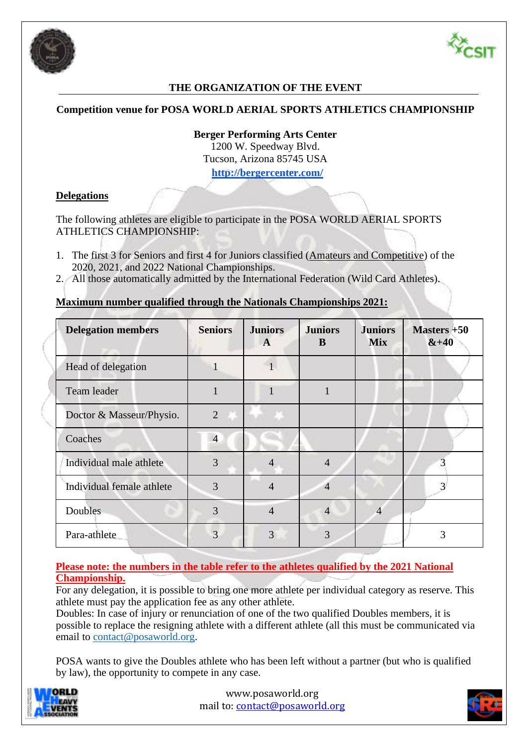## THE ORGANIZATION OF THE EVENT

**Competition venue for POSA WORLD AERIAL SPORTS ATHLETICS CHAMPIONSHIP**

**Berger Performing Arts Center**
1200 W. Speedway Blvd.
Tucson, Arizona 85745 USA
**http://bergercenter.com/**

### Delegations

The following athletes are eligible to participate in the POSA WORLD AERIAL SPORTS ATHLETICS CHAMPIONSHIP:

1. The first 3 for Seniors and first 4 for Juniors classified (Amateurs and Competitive) of the 2020, 2021, and 2022 National Championships.
2. All those automatically admitted by the International Federation (Wild Card Athletes).

**Maximum number qualified through the Nationals Championships 2021:**

| Delegation members | Seniors | Juniors A | Juniors B | Juniors Mix | Masters +50 &+40 |
|---|---|---|---|---|---|
| Head of delegation | 1 | 1 | | | |
| Team leader | 1 | 1 | 1 | | |
| Doctor & Masseur/Physio. | 2 | | | | |
| Coaches | 4 | | | | |
| Individual male athlete | 3 | 4 | 4 | | 3 |
| Individual female athlete | 3 | 4 | 4 | | 3 |
| Doubles | 3 | 4 | 4 | 4 | |
| Para-athlete | 3 | 3 | 3 | | 3 |

**Please note: the numbers in the table refer to the athletes qualified by the 2021 National Championship.**
For any delegation, it is possible to bring one more athlete per individual category as reserve. This athlete must pay the application fee as any other athlete.
Doubles: In case of injury or renunciation of one of the two qualified Doubles members, it is possible to replace the resigning athlete with a different athlete (all this must be communicated via email to contact@posaworld.org.

POSA wants to give the Doubles athlete who has been left without a partner (but who is qualified by law), the opportunity to compete in any case.

www.posaworld.org
mail to: contact@posaworld.org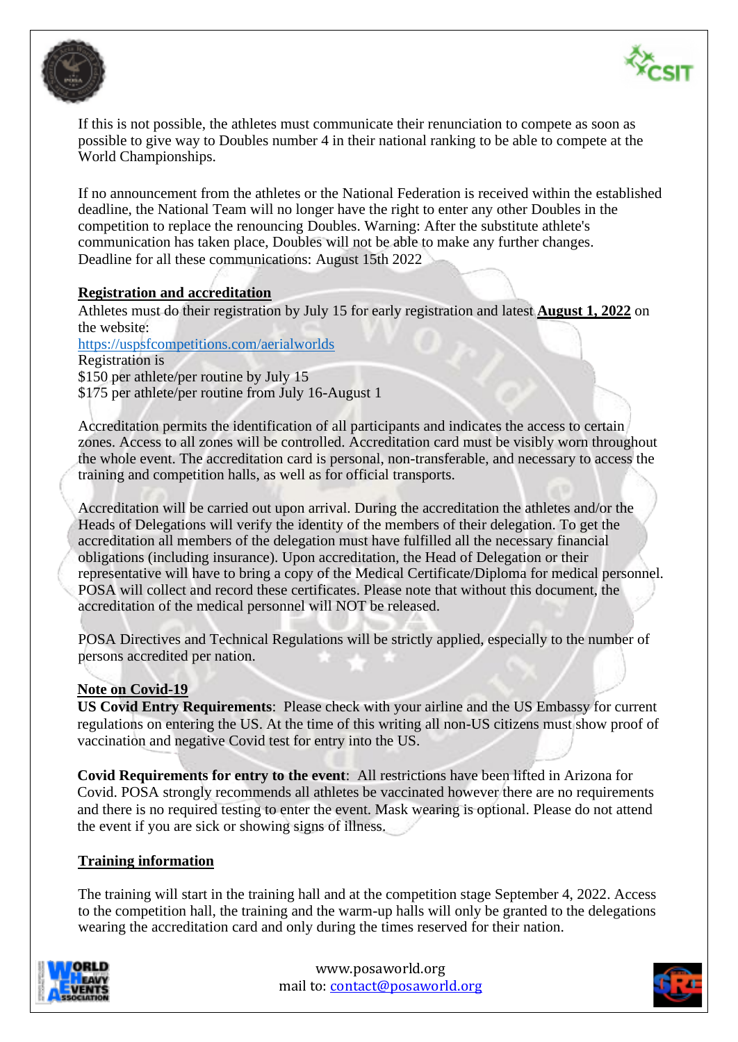If this is not possible, the athletes must communicate their renunciation to compete as soon as possible to give way to Doubles number 4 in their national ranking to be able to compete at the World Championships.

If no announcement from the athletes or the National Federation is received within the established deadline, the National Team will no longer have the right to enter any other Doubles in the competition to replace the renouncing Doubles. Warning: After the substitute athlete's communication has taken place, Doubles will not be able to make any further changes. Deadline for all these communications: August 15th 2022

## Registration and accreditation

Athletes must do their registration by July 15 for early registration and latest **August 1, 2022** on the website:
https://uspsfcompetitions.com/aerialworlds
Registration is
$150 per athlete/per routine by July 15
$175 per athlete/per routine from July 16-August 1

Accreditation permits the identification of all participants and indicates the access to certain zones. Access to all zones will be controlled. Accreditation card must be visibly worn throughout the whole event. The accreditation card is personal, non-transferable, and necessary to access the training and competition halls, as well as for official transports.

Accreditation will be carried out upon arrival. During the accreditation the athletes and/or the Heads of Delegations will verify the identity of the members of their delegation. To get the accreditation all members of the delegation must have fulfilled all the necessary financial obligations (including insurance). Upon accreditation, the Head of Delegation or their representative will have to bring a copy of the Medical Certificate/Diploma for medical personnel. POSA will collect and record these certificates. Please note that without this document, the accreditation of the medical personnel will NOT be released.

POSA Directives and Technical Regulations will be strictly applied, especially to the number of persons accredited per nation.

## Note on Covid-19

**US Covid Entry Requirements**: Please check with your airline and the US Embassy for current regulations on entering the US. At the time of this writing all non-US citizens must show proof of vaccination and negative Covid test for entry into the US.

**Covid Requirements for entry to the event**: All restrictions have been lifted in Arizona for Covid. POSA strongly recommends all athletes be vaccinated however there are no requirements and there is no required testing to enter the event. Mask wearing is optional. Please do not attend the event if you are sick or showing signs of illness.

## Training information

The training will start in the training hall and at the competition stage September 4, 2022. Access to the competition hall, the training and the warm-up halls will only be granted to the delegations wearing the accreditation card and only during the times reserved for their nation.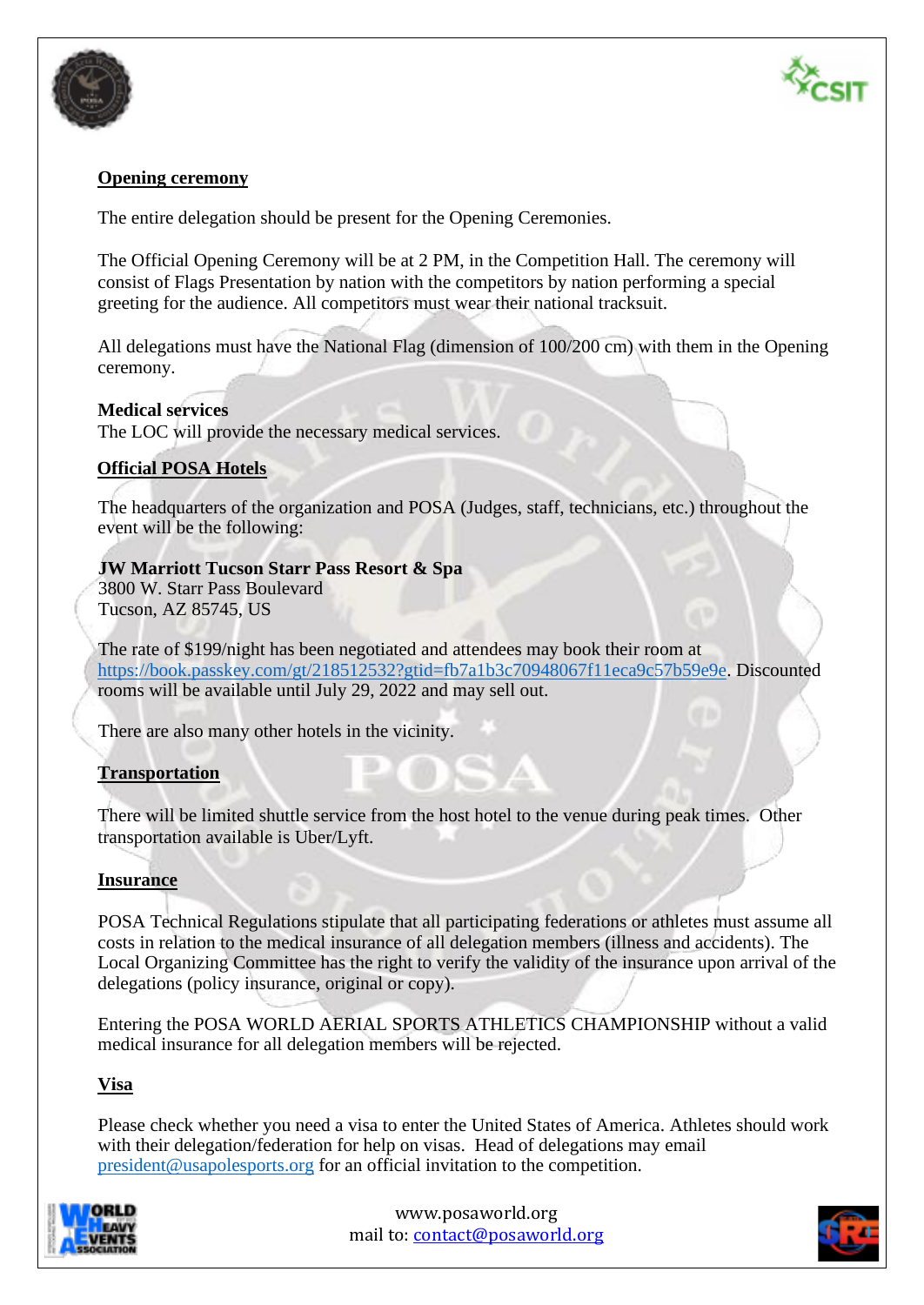## Opening ceremony

The entire delegation should be present for the Opening Ceremonies.

The Official Opening Ceremony will be at 2 PM, in the Competition Hall. The ceremony will consist of Flags Presentation by nation with the competitors by nation performing a special greeting for the audience. All competitors must wear their national tracksuit.

All delegations must have the National Flag (dimension of 100/200 cm) with them in the Opening ceremony.

**Medical services**
The LOC will provide the necessary medical services.

## Official POSA Hotels

The headquarters of the organization and POSA (Judges, staff, technicians, etc.) throughout the event will be the following:

**JW Marriott Tucson Starr Pass Resort & Spa**
3800 W. Starr Pass Boulevard
Tucson, AZ 85745, US

The rate of $199/night has been negotiated and attendees may book their room at https://book.passkey.com/gt/218512532?gtid=fb7a1b3c70948067f11eca9c57b59e9e. Discounted rooms will be available until July 29, 2022 and may sell out.

There are also many other hotels in the vicinity.

## Transportation

There will be limited shuttle service from the host hotel to the venue during peak times. Other transportation available is Uber/Lyft.

## Insurance

POSA Technical Regulations stipulate that all participating federations or athletes must assume all costs in relation to the medical insurance of all delegation members (illness and accidents). The Local Organizing Committee has the right to verify the validity of the insurance upon arrival of the delegations (policy insurance, original or copy).

Entering the POSA WORLD AERIAL SPORTS ATHLETICS CHAMPIONSHIP without a valid medical insurance for all delegation members will be rejected.

## Visa

Please check whether you need a visa to enter the United States of America. Athletes should work with their delegation/federation for help on visas. Head of delegations may email president@usapolesports.org for an official invitation to the competition.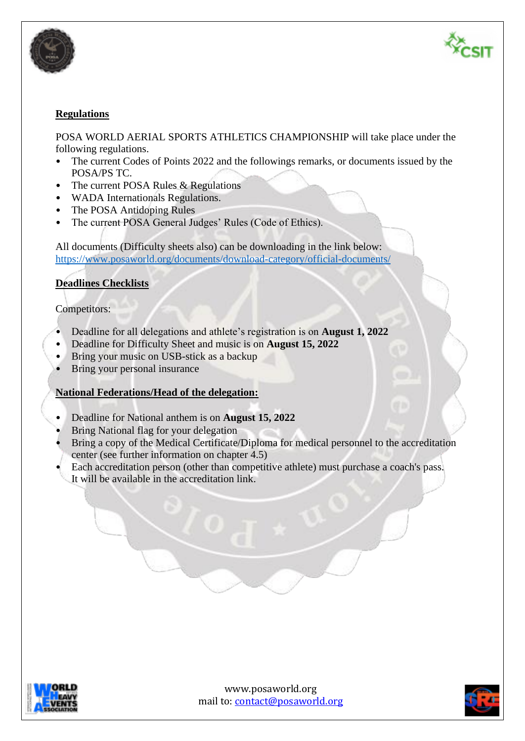**Regulations**

POSA WORLD AERIAL SPORTS ATHLETICS CHAMPIONSHIP will take place under the following regulations.

- The current Codes of Points 2022 and the followings remarks, or documents issued by the POSA/PS TC.
- The current POSA Rules & Regulations
- WADA Internationals Regulations.
- The POSA Antidoping Rules
- The current POSA General Judges' Rules (Code of Ethics).

All documents (Difficulty sheets also) can be downloading in the link below:
https://www.posaworld.org/documents/download-category/official-documents/

**Deadlines Checklists**

Competitors:

- Deadline for all delegations and athlete's registration is on **August 1, 2022**
- Deadline for Difficulty Sheet and music is on **August 15, 2022**
- Bring your music on USB-stick as a backup
- Bring your personal insurance

**National Federations/Head of the delegation:**

- Deadline for National anthem is on **August 15, 2022**
- Bring National flag for your delegation
- Bring a copy of the Medical Certificate/Diploma for medical personnel to the accreditation center (see further information on chapter 4.5)
- Each accreditation person (other than competitive athlete) must purchase a coach's pass. It will be available in the accreditation link.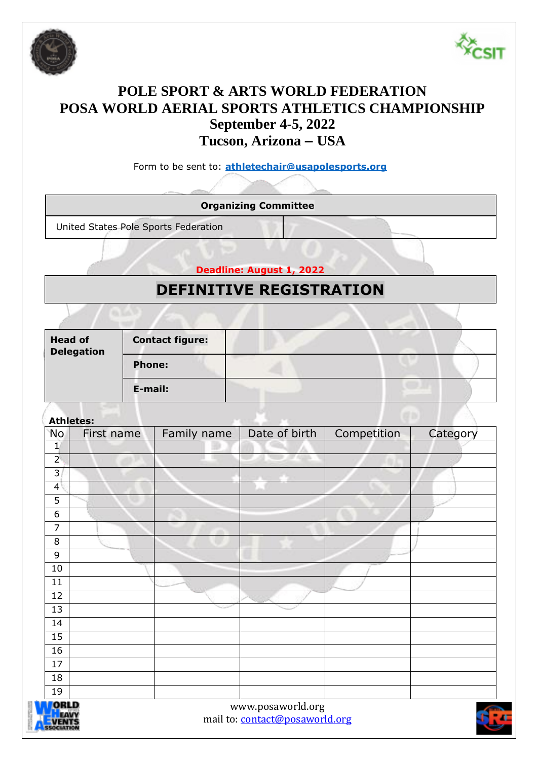# POLE SPORT & ARTS WORLD FEDERATION
# POSA WORLD AERIAL SPORTS ATHLETICS CHAMPIONSHIP
## September 4-5, 2022
## Tucson, Arizona – USA

Form to be sent to: **athletechair@usapolesports.org**

| Organizing Committee | |
|---|---|
| United States Pole Sports Federation | |

**Deadline: August 1, 2022**

## DEFINITIVE REGISTRATION

| **Head of Delegation** | **Contact figure:** | |
|---|---|---|
| | **Phone:** | |
| | **E-mail:** | |

**Athletes:**

| No | First name | Family name | Date of birth | Competition | Category |
|---|---|---|---|---|---|
| 1 | | | | | |
| 2 | | | | | |
| 3 | | | | | |
| 4 | | | | | |
| 5 | | | | | |
| 6 | | | | | |
| 7 | | | | | |
| 8 | | | | | |
| 9 | | | | | |
| 10 | | | | | |
| 11 | | | | | |
| 12 | | | | | |
| 13 | | | | | |
| 14 | | | | | |
| 15 | | | | | |
| 16 | | | | | |
| 17 | | | | | |
| 18 | | | | | |
| 19 | | | | | |

www.posaworld.org
mail to: contact@posaworld.org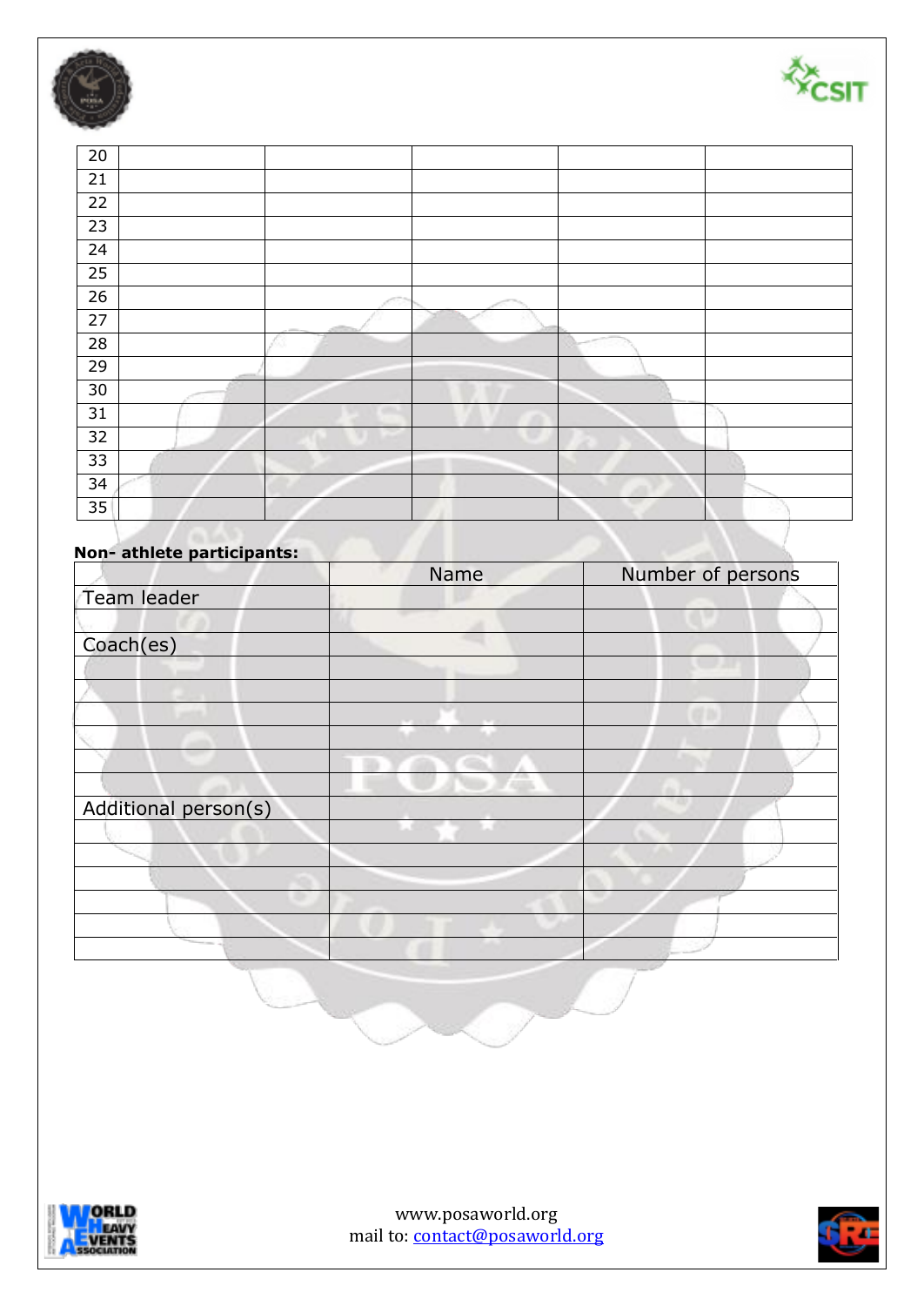| 20 | | | | | |
|---|---|---|---|---|---|
| 21 | | | | | |
| 22 | | | | | |
| 23 | | | | | |
| 24 | | | | | |
| 25 | | | | | |
| 26 | | | | | |
| 27 | | | | | |
| 28 | | | | | |
| 29 | | | | | |
| 30 | | | | | |
| 31 | | | | | |
| 32 | | | | | |
| 33 | | | | | |
| 34 | | | | | |
| 35 | | | | | |

**Non- athlete participants:**

| | Name | Number of persons |
|---|---|---|
| Team leader | | |
| | | |
| Coach(es) | | |
| | | |
| | | |
| | | |
| | | |
| | | |
| | | |
| Additional person(s) | | |
| | | |
| | | |
| | | |
| | | |
| | | |
| | | |

www.posaworld.org
mail to: contact@posaworld.org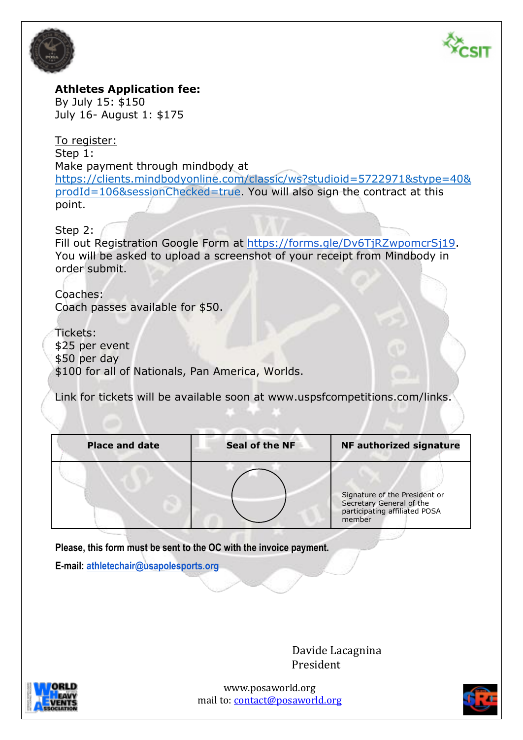**Athletes Application fee:**
By July 15: $150
July 16- August 1: $175

To register:
Step 1:
Make payment through mindbody at https://clients.mindbodyonline.com/classic/ws?studioid=5722971&stype=40&prodId=106&sessionChecked=true. You will also sign the contract at this point.

Step 2:
Fill out Registration Google Form at https://forms.gle/Dv6TjRZwpomcrSj19. You will be asked to upload a screenshot of your receipt from Mindbody in order submit.

Coaches:
Coach passes available for $50.

Tickets:
$25 per event
$50 per day
$100 for all of Nationals, Pan America, Worlds.

Link for tickets will be available soon at www.uspsfcompetitions.com/links.

| Place and date | Seal of the NF | NF authorized signature |
|---|---|---|
| | | Signature of the President or Secretary General of the participating affiliated POSA member |

**Please, this form must be sent to the OC with the invoice payment.**

**E-mail: athletechair@usapolesports.org**

Davide Lacagnina
President

www.posaworld.org
mail to: contact@posaworld.org